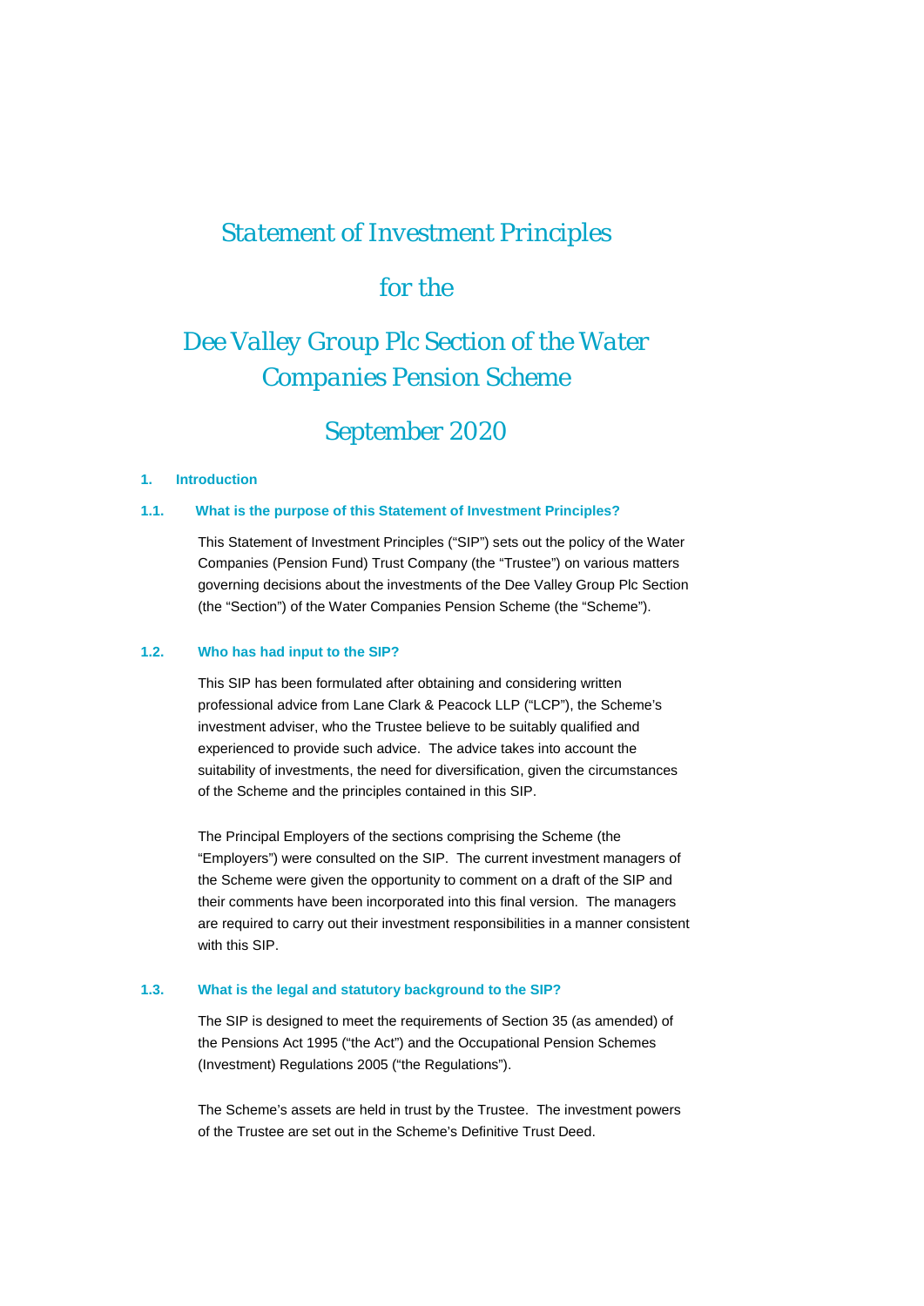# Statement of Investment Principles

# for the

# Dee Valley Group Plc Section of the Water Companies Pension Scheme

# September 2020

## 1. Introduction

### 1.1. What is the purpose of this Statement of Investment Principles?

This Statement of Investment Principles ("SIP") sets out the policy of the Water Companies (Pension Fund) Trust Company (the "Trustee") on various matters governing decisions about the investments of the Dee Valley Group Plc Section (the "Section") of the Water Companies Pension Scheme (the "Scheme").

### 1.2. Who has had input to the SIP?

This SIP has been formulated after obtaining and considering written professional advice from Lane Clark & Peacock LLP ("LCP"), the Scheme's investment adviser, who the Trustee believe to be suitably qualified and experienced to provide such advice. The advice takes into account the suitability of investments, the need for diversification, given the circumstances of the Scheme and the principles contained in this SIP.

The Principal Employers of the sections comprising the Scheme (the "Employers") were consulted on the SIP. The current investment managers of the Scheme were given the opportunity to comment on a draft of the SIP and their comments have been incorporated into this final version. The managers are required to carry out their investment responsibilities in a manner consistent with this SIP.

### 1.3. What is the legal and statutory background to the SIP?

The SIP is designed to meet the requirements of Section 35 (as amended) of the Pensions Act 1995 ("the Act") and the Occupational Pension Schemes (Investment) Regulations 2005 ("the Regulations").

The Scheme's assets are held in trust by the Trustee. The investment powers of the Trustee are set out in the Scheme's Definitive Trust Deed.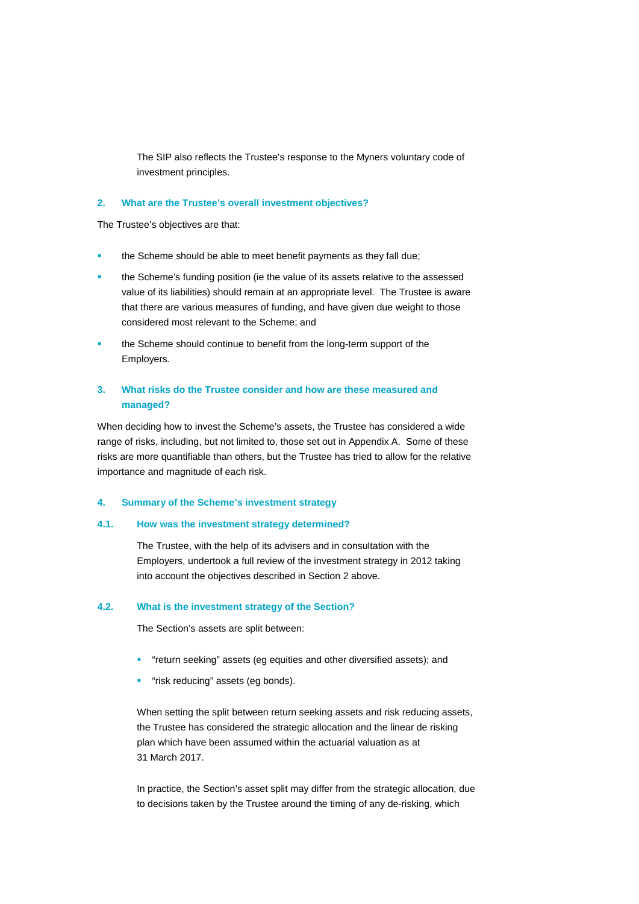The SIP also reflects the Trustee's response to the Myners voluntary code of investment principles.

## 2. What are the Trustee's overall investment objectives?

The Trustee's objectives are that:

- the Scheme should be able to meet benefit payments as they fall due;
- the Scheme's funding position (ie the value of its assets relative to the assessed value of its liabilities) should remain at an appropriate level. The Trustee is aware that there are various measures of funding, and have given due weight to those considered most relevant to the Scheme; and
- the Scheme should continue to benefit from the long-term support of the Employers.

## 3. What risks do the Trustee consider and how are these measured and managed?

When deciding how to invest the Scheme's assets, the Trustee has considered a wide range of risks, including, but not limited to, those set out in Appendix A. Some of these risks are more quantifiable than others, but the Trustee has tried to allow for the relative importance and magnitude of each risk.

## 4. Summary of the Scheme's investment strategy

### 4.1. How was the investment strategy determined?

The Trustee, with the help of its advisers and in consultation with the Employers, undertook a full review of the investment strategy in 2012 taking into account the objectives described in Section 2 above.

### 4.2. What is the investment strategy of the Section?

The Section's assets are split between:

- "return seeking" assets (eg equities and other diversified assets); and
- "risk reducing" assets (eg bonds).

When setting the split between return seeking assets and risk reducing assets, the Trustee has considered the strategic allocation and the linear de risking plan which have been assumed within the actuarial valuation as at 31 March 2017.

In practice, the Section's asset split may differ from the strategic allocation, due to decisions taken by the Trustee around the timing of any de-risking, which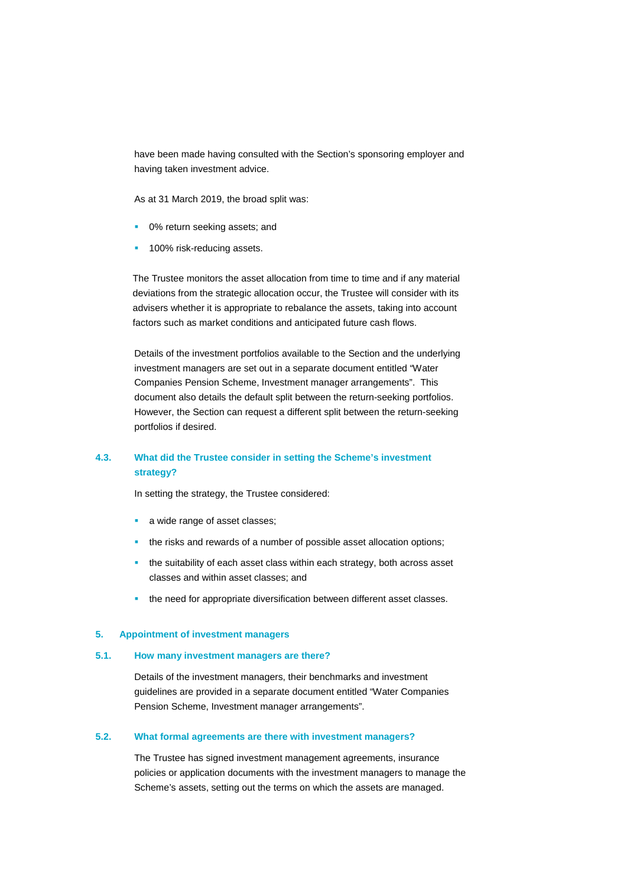have been made having consulted with the Section's sponsoring employer and having taken investment advice.

As at 31 March 2019, the broad split was:

- 0% return seeking assets; and
- 100% risk-reducing assets.

The Trustee monitors the asset allocation from time to time and if any material deviations from the strategic allocation occur, the Trustee will consider with its advisers whether it is appropriate to rebalance the assets, taking into account factors such as market conditions and anticipated future cash flows.

Details of the investment portfolios available to the Section and the underlying investment managers are set out in a separate document entitled "Water Companies Pension Scheme, Investment manager arrangements". This document also details the default split between the return-seeking portfolios. However, the Section can request a different split between the return-seeking portfolios if desired.

### 4.3. What did the Trustee consider in setting the Scheme's investment strategy?

In setting the strategy, the Trustee considered:

- a wide range of asset classes;
- the risks and rewards of a number of possible asset allocation options;
- the suitability of each asset class within each strategy, both across asset classes and within asset classes; and
- the need for appropriate diversification between different asset classes.

## 5. Appointment of investment managers

### 5.1. How many investment managers are there?

Details of the investment managers, their benchmarks and investment guidelines are provided in a separate document entitled "Water Companies Pension Scheme, Investment manager arrangements".

### 5.2. What formal agreements are there with investment managers?

The Trustee has signed investment management agreements, insurance policies or application documents with the investment managers to manage the Scheme's assets, setting out the terms on which the assets are managed.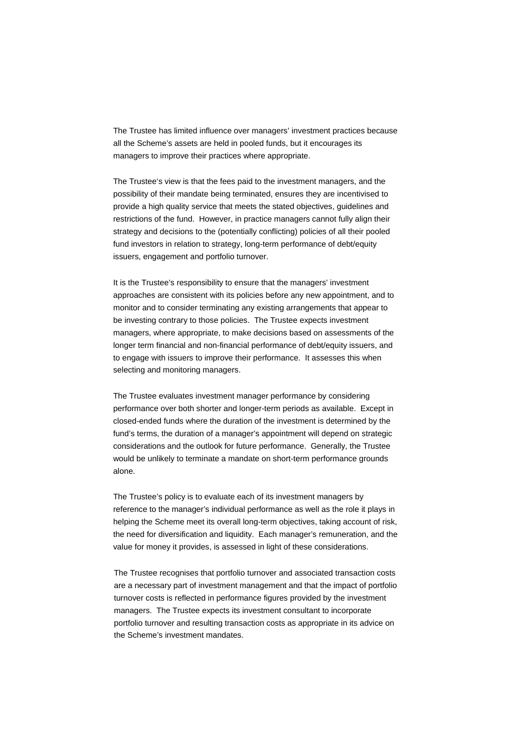The Trustee has limited influence over managers' investment practices because all the Scheme's assets are held in pooled funds, but it encourages its managers to improve their practices where appropriate.

The Trustee's view is that the fees paid to the investment managers, and the possibility of their mandate being terminated, ensures they are incentivised to provide a high quality service that meets the stated objectives, guidelines and restrictions of the fund. However, in practice managers cannot fully align their strategy and decisions to the (potentially conflicting) policies of all their pooled fund investors in relation to strategy, long-term performance of debt/equity issuers, engagement and portfolio turnover.

It is the Trustee's responsibility to ensure that the managers' investment approaches are consistent with its policies before any new appointment, and to monitor and to consider terminating any existing arrangements that appear to be investing contrary to those policies. The Trustee expects investment managers, where appropriate, to make decisions based on assessments of the longer term financial and non-financial performance of debt/equity issuers, and to engage with issuers to improve their performance. It assesses this when selecting and monitoring managers.

The Trustee evaluates investment manager performance by considering performance over both shorter and longer-term periods as available. Except in closed-ended funds where the duration of the investment is determined by the fund's terms, the duration of a manager's appointment will depend on strategic considerations and the outlook for future performance. Generally, the Trustee would be unlikely to terminate a mandate on short-term performance grounds alone.

The Trustee's policy is to evaluate each of its investment managers by reference to the manager's individual performance as well as the role it plays in helping the Scheme meet its overall long-term objectives, taking account of risk, the need for diversification and liquidity. Each manager's remuneration, and the value for money it provides, is assessed in light of these considerations.

The Trustee recognises that portfolio turnover and associated transaction costs are a necessary part of investment management and that the impact of portfolio turnover costs is reflected in performance figures provided by the investment managers. The Trustee expects its investment consultant to incorporate portfolio turnover and resulting transaction costs as appropriate in its advice on the Scheme's investment mandates.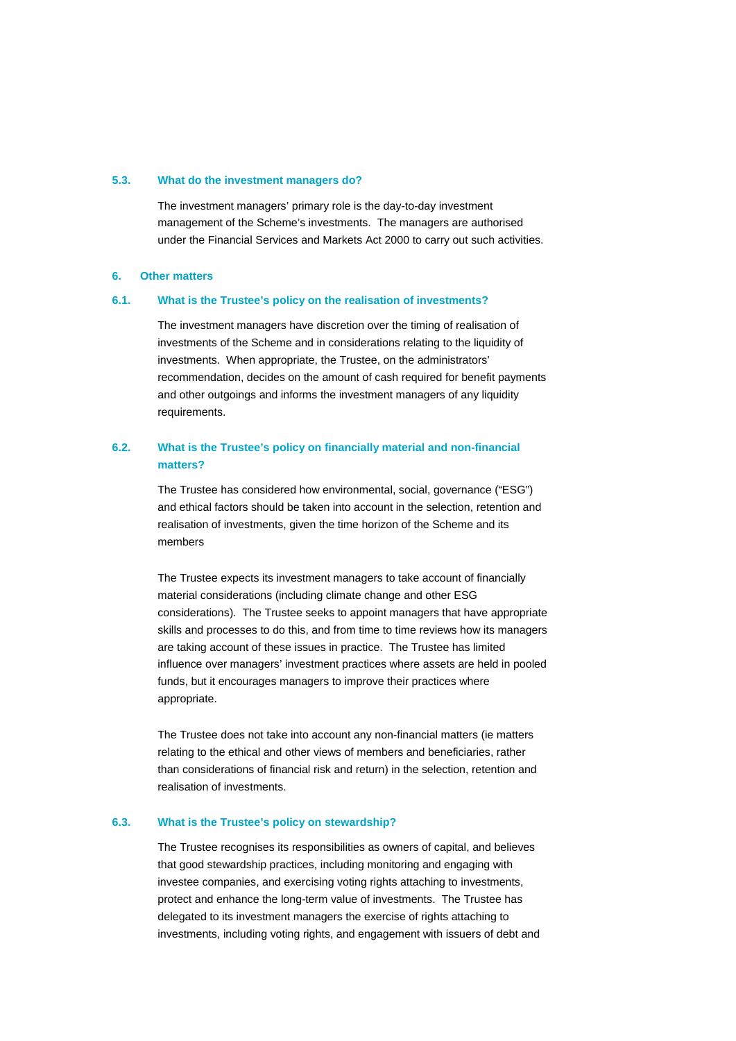### 5.3. What do the investment managers do?

The investment managers' primary role is the day-to-day investment management of the Scheme's investments. The managers are authorised under the Financial Services and Markets Act 2000 to carry out such activities.

## 6. Other matters

### 6.1. What is the Trustee's policy on the realisation of investments?

The investment managers have discretion over the timing of realisation of investments of the Scheme and in considerations relating to the liquidity of investments. When appropriate, the Trustee, on the administrators' recommendation, decides on the amount of cash required for benefit payments and other outgoings and informs the investment managers of any liquidity requirements.

### 6.2. What is the Trustee's policy on financially material and non-financial matters?

The Trustee has considered how environmental, social, governance ("ESG") and ethical factors should be taken into account in the selection, retention and realisation of investments, given the time horizon of the Scheme and its members

The Trustee expects its investment managers to take account of financially material considerations (including climate change and other ESG considerations). The Trustee seeks to appoint managers that have appropriate skills and processes to do this, and from time to time reviews how its managers are taking account of these issues in practice. The Trustee has limited influence over managers' investment practices where assets are held in pooled funds, but it encourages managers to improve their practices where appropriate.

The Trustee does not take into account any non-financial matters (ie matters relating to the ethical and other views of members and beneficiaries, rather than considerations of financial risk and return) in the selection, retention and realisation of investments.

### 6.3. What is the Trustee's policy on stewardship?

The Trustee recognises its responsibilities as owners of capital, and believes that good stewardship practices, including monitoring and engaging with investee companies, and exercising voting rights attaching to investments, protect and enhance the long-term value of investments. The Trustee has delegated to its investment managers the exercise of rights attaching to investments, including voting rights, and engagement with issuers of debt and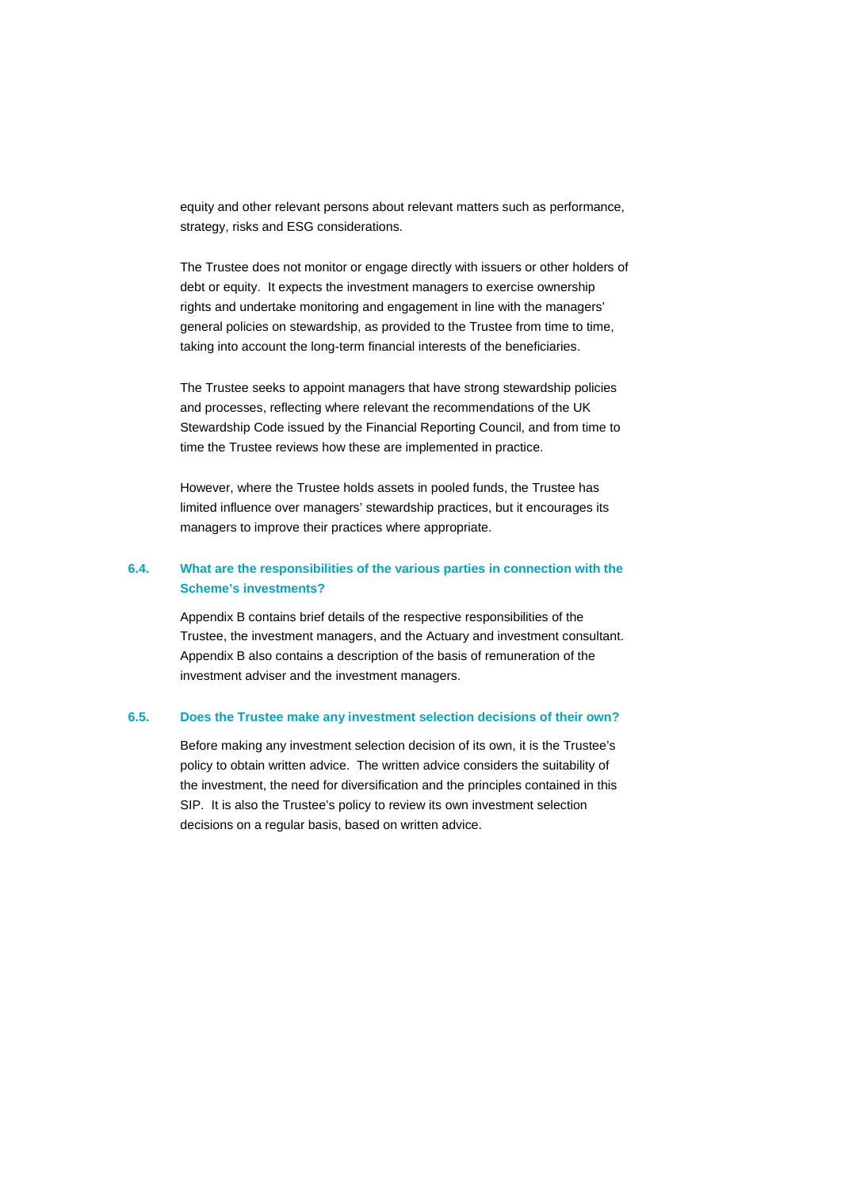equity and other relevant persons about relevant matters such as performance, strategy, risks and ESG considerations.

The Trustee does not monitor or engage directly with issuers or other holders of debt or equity. It expects the investment managers to exercise ownership rights and undertake monitoring and engagement in line with the managers' general policies on stewardship, as provided to the Trustee from time to time, taking into account the long-term financial interests of the beneficiaries.

The Trustee seeks to appoint managers that have strong stewardship policies and processes, reflecting where relevant the recommendations of the UK Stewardship Code issued by the Financial Reporting Council, and from time to time the Trustee reviews how these are implemented in practice.

However, where the Trustee holds assets in pooled funds, the Trustee has limited influence over managers' stewardship practices, but it encourages its managers to improve their practices where appropriate.

### 6.4. What are the responsibilities of the various parties in connection with the Scheme's investments?

Appendix B contains brief details of the respective responsibilities of the Trustee, the investment managers, and the Actuary and investment consultant. Appendix B also contains a description of the basis of remuneration of the investment adviser and the investment managers.

### 6.5. Does the Trustee make any investment selection decisions of their own?

Before making any investment selection decision of its own, it is the Trustee's policy to obtain written advice. The written advice considers the suitability of the investment, the need for diversification and the principles contained in this SIP. It is also the Trustee's policy to review its own investment selection decisions on a regular basis, based on written advice.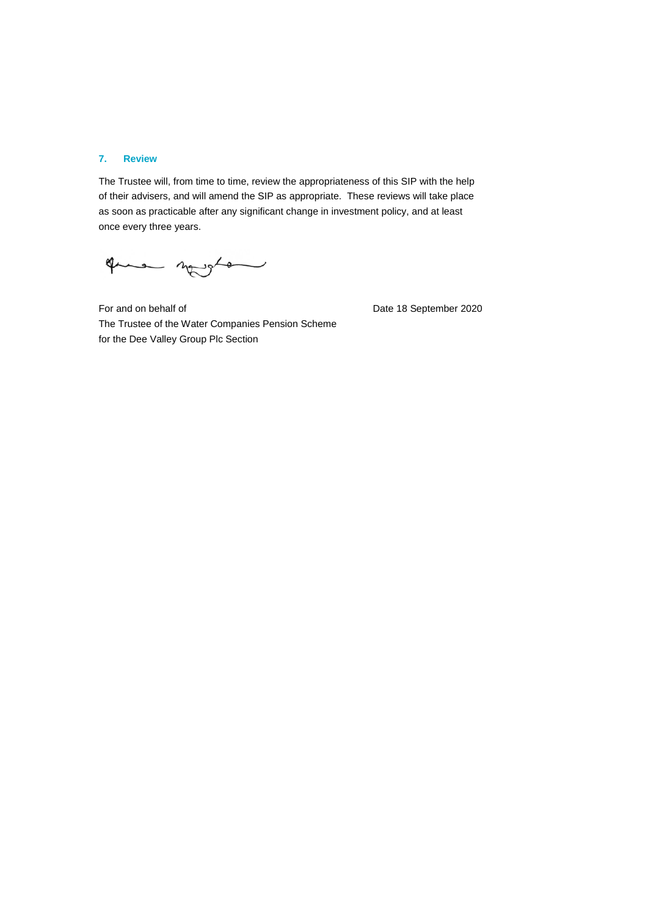## 7. Review

The Trustee will, from time to time, review the appropriateness of this SIP with the help of their advisers, and will amend the SIP as appropriate. These reviews will take place as soon as practicable after any significant change in investment policy, and at least once every three years.

For and on behalf of
The Trustee of the Water Companies Pension Scheme
for the Dee Valley Group Plc Section

Date 18 September 2020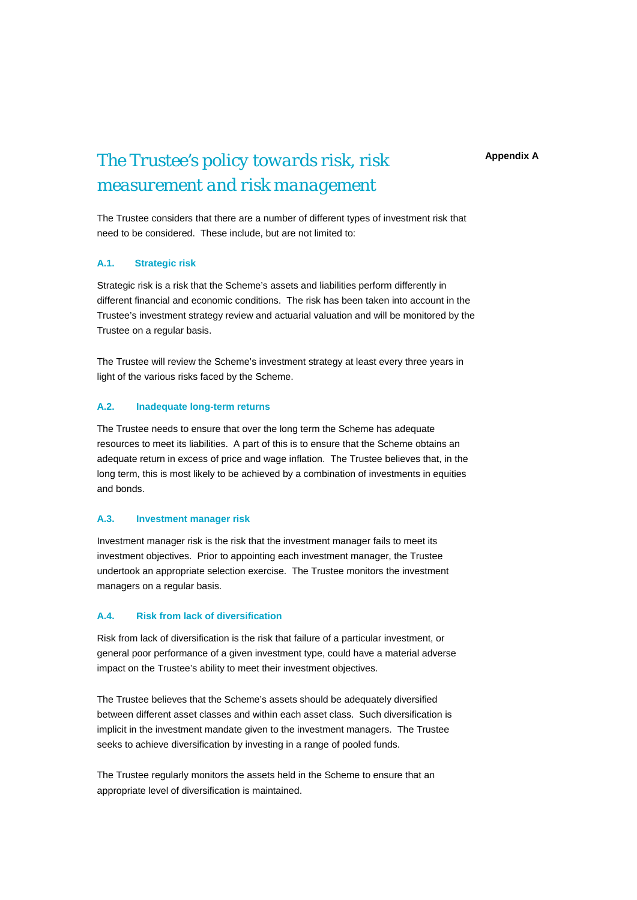**Appendix A**

# The Trustee's policy towards risk, risk measurement and risk management

The Trustee considers that there are a number of different types of investment risk that need to be considered. These include, but are not limited to:

### A.1. Strategic risk

Strategic risk is a risk that the Scheme's assets and liabilities perform differently in different financial and economic conditions. The risk has been taken into account in the Trustee's investment strategy review and actuarial valuation and will be monitored by the Trustee on a regular basis.

The Trustee will review the Scheme's investment strategy at least every three years in light of the various risks faced by the Scheme.

### A.2. Inadequate long-term returns

The Trustee needs to ensure that over the long term the Scheme has adequate resources to meet its liabilities. A part of this is to ensure that the Scheme obtains an adequate return in excess of price and wage inflation. The Trustee believes that, in the long term, this is most likely to be achieved by a combination of investments in equities and bonds.

### A.3. Investment manager risk

Investment manager risk is the risk that the investment manager fails to meet its investment objectives. Prior to appointing each investment manager, the Trustee undertook an appropriate selection exercise. The Trustee monitors the investment managers on a regular basis.

### A.4. Risk from lack of diversification

Risk from lack of diversification is the risk that failure of a particular investment, or general poor performance of a given investment type, could have a material adverse impact on the Trustee's ability to meet their investment objectives.

The Trustee believes that the Scheme's assets should be adequately diversified between different asset classes and within each asset class. Such diversification is implicit in the investment mandate given to the investment managers. The Trustee seeks to achieve diversification by investing in a range of pooled funds.

The Trustee regularly monitors the assets held in the Scheme to ensure that an appropriate level of diversification is maintained.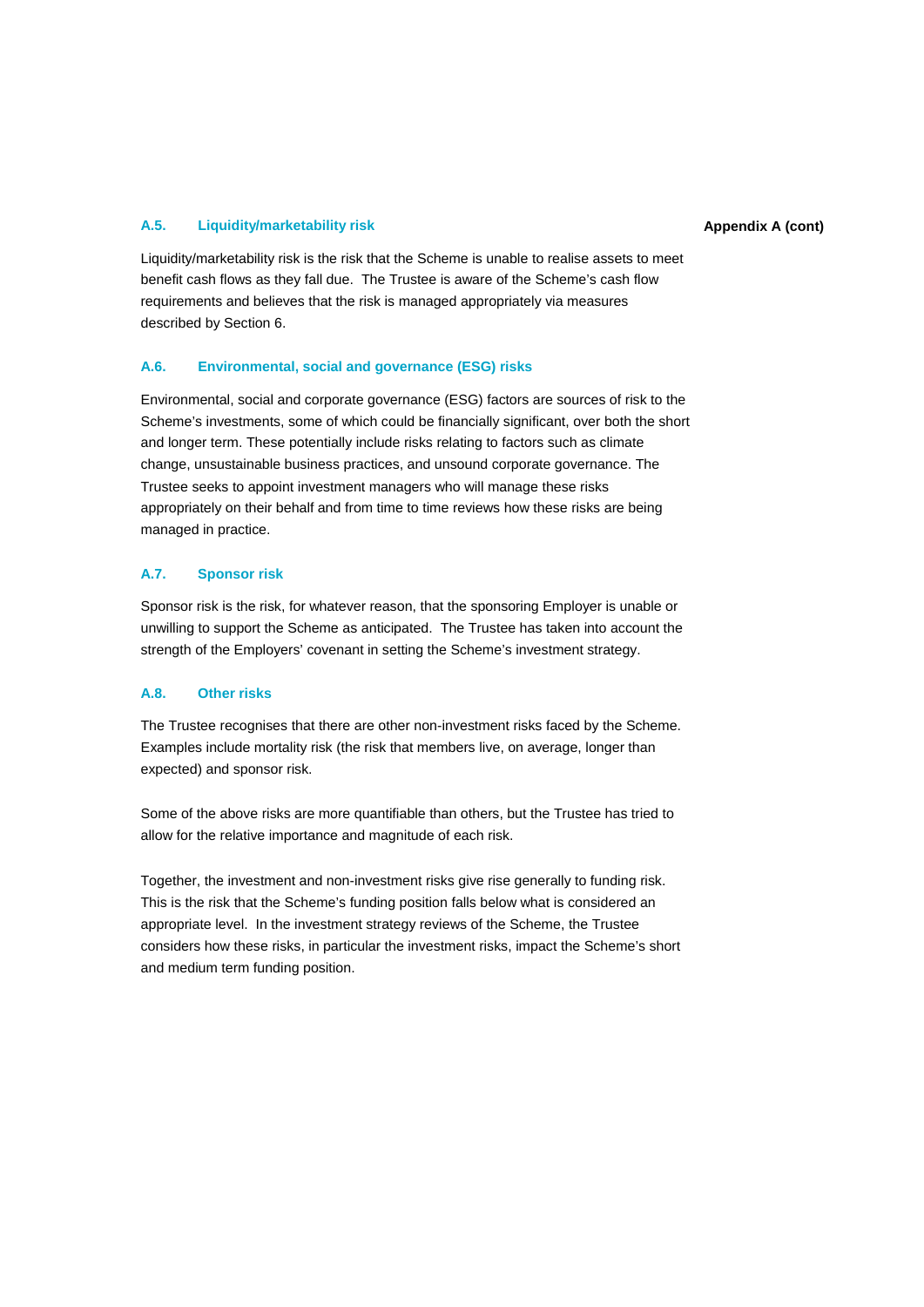### A.5. Liquidity/marketability risk

Liquidity/marketability risk is the risk that the Scheme is unable to realise assets to meet benefit cash flows as they fall due. The Trustee is aware of the Scheme's cash flow requirements and believes that the risk is managed appropriately via measures described by Section 6.

### A.6. Environmental, social and governance (ESG) risks

Environmental, social and corporate governance (ESG) factors are sources of risk to the Scheme's investments, some of which could be financially significant, over both the short and longer term. These potentially include risks relating to factors such as climate change, unsustainable business practices, and unsound corporate governance. The Trustee seeks to appoint investment managers who will manage these risks appropriately on their behalf and from time to time reviews how these risks are being managed in practice.

### A.7. Sponsor risk

Sponsor risk is the risk, for whatever reason, that the sponsoring Employer is unable or unwilling to support the Scheme as anticipated. The Trustee has taken into account the strength of the Employers' covenant in setting the Scheme's investment strategy.

### A.8. Other risks

The Trustee recognises that there are other non-investment risks faced by the Scheme. Examples include mortality risk (the risk that members live, on average, longer than expected) and sponsor risk.

Some of the above risks are more quantifiable than others, but the Trustee has tried to allow for the relative importance and magnitude of each risk.

Together, the investment and non-investment risks give rise generally to funding risk. This is the risk that the Scheme's funding position falls below what is considered an appropriate level. In the investment strategy reviews of the Scheme, the Trustee considers how these risks, in particular the investment risks, impact the Scheme's short and medium term funding position.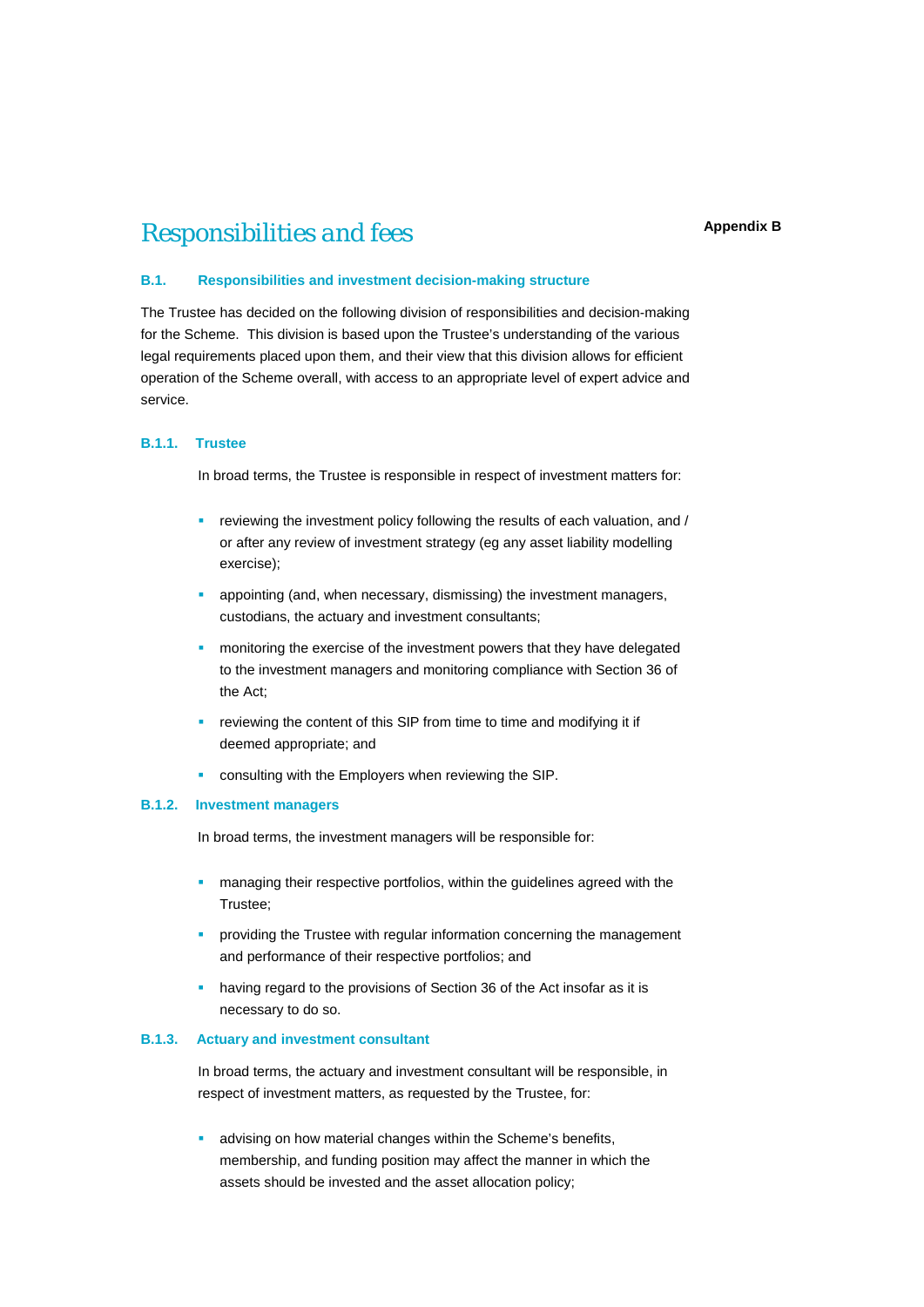# Responsibilities and fees

**Appendix B**

## B.1. Responsibilities and investment decision-making structure

The Trustee has decided on the following division of responsibilities and decision-making for the Scheme. This division is based upon the Trustee's understanding of the various legal requirements placed upon them, and their view that this division allows for efficient operation of the Scheme overall, with access to an appropriate level of expert advice and service.

### B.1.1. Trustee

In broad terms, the Trustee is responsible in respect of investment matters for:

- reviewing the investment policy following the results of each valuation, and / or after any review of investment strategy (eg any asset liability modelling exercise);
- appointing (and, when necessary, dismissing) the investment managers, custodians, the actuary and investment consultants;
- monitoring the exercise of the investment powers that they have delegated to the investment managers and monitoring compliance with Section 36 of the Act;
- reviewing the content of this SIP from time to time and modifying it if deemed appropriate; and
- consulting with the Employers when reviewing the SIP.

### B.1.2. Investment managers

In broad terms, the investment managers will be responsible for:

- managing their respective portfolios, within the guidelines agreed with the Trustee;
- providing the Trustee with regular information concerning the management and performance of their respective portfolios; and
- having regard to the provisions of Section 36 of the Act insofar as it is necessary to do so.

### B.1.3. Actuary and investment consultant

In broad terms, the actuary and investment consultant will be responsible, in respect of investment matters, as requested by the Trustee, for:

- advising on how material changes within the Scheme's benefits, membership, and funding position may affect the manner in which the assets should be invested and the asset allocation policy;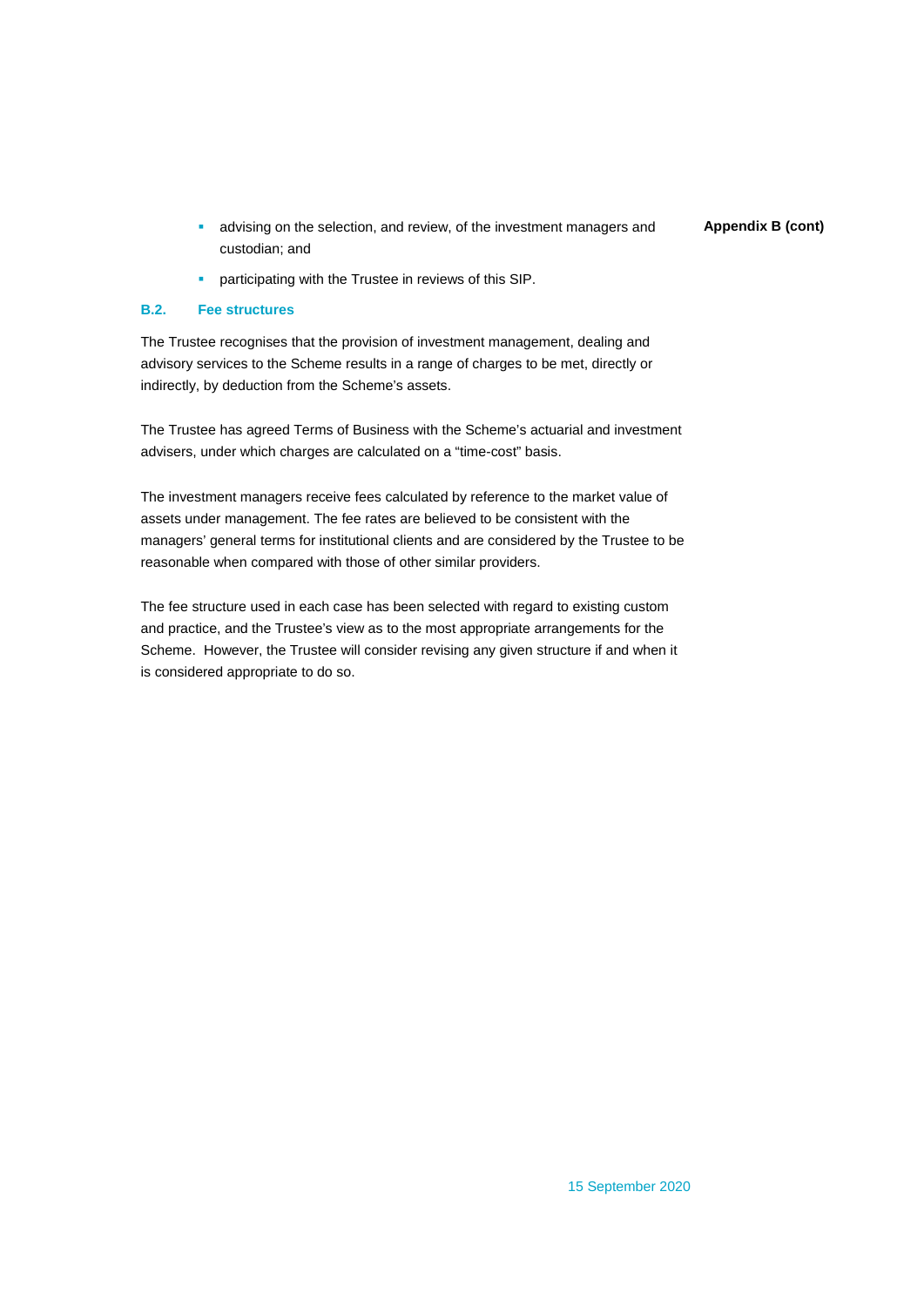- advising on the selection, and review, of the investment managers and custodian; and
- participating with the Trustee in reviews of this SIP.

### B.2. Fee structures

The Trustee recognises that the provision of investment management, dealing and advisory services to the Scheme results in a range of charges to be met, directly or indirectly, by deduction from the Scheme's assets.

The Trustee has agreed Terms of Business with the Scheme's actuarial and investment advisers, under which charges are calculated on a "time-cost" basis.

The investment managers receive fees calculated by reference to the market value of assets under management. The fee rates are believed to be consistent with the managers' general terms for institutional clients and are considered by the Trustee to be reasonable when compared with those of other similar providers.

The fee structure used in each case has been selected with regard to existing custom and practice, and the Trustee's view as to the most appropriate arrangements for the Scheme. However, the Trustee will consider revising any given structure if and when it is considered appropriate to do so.